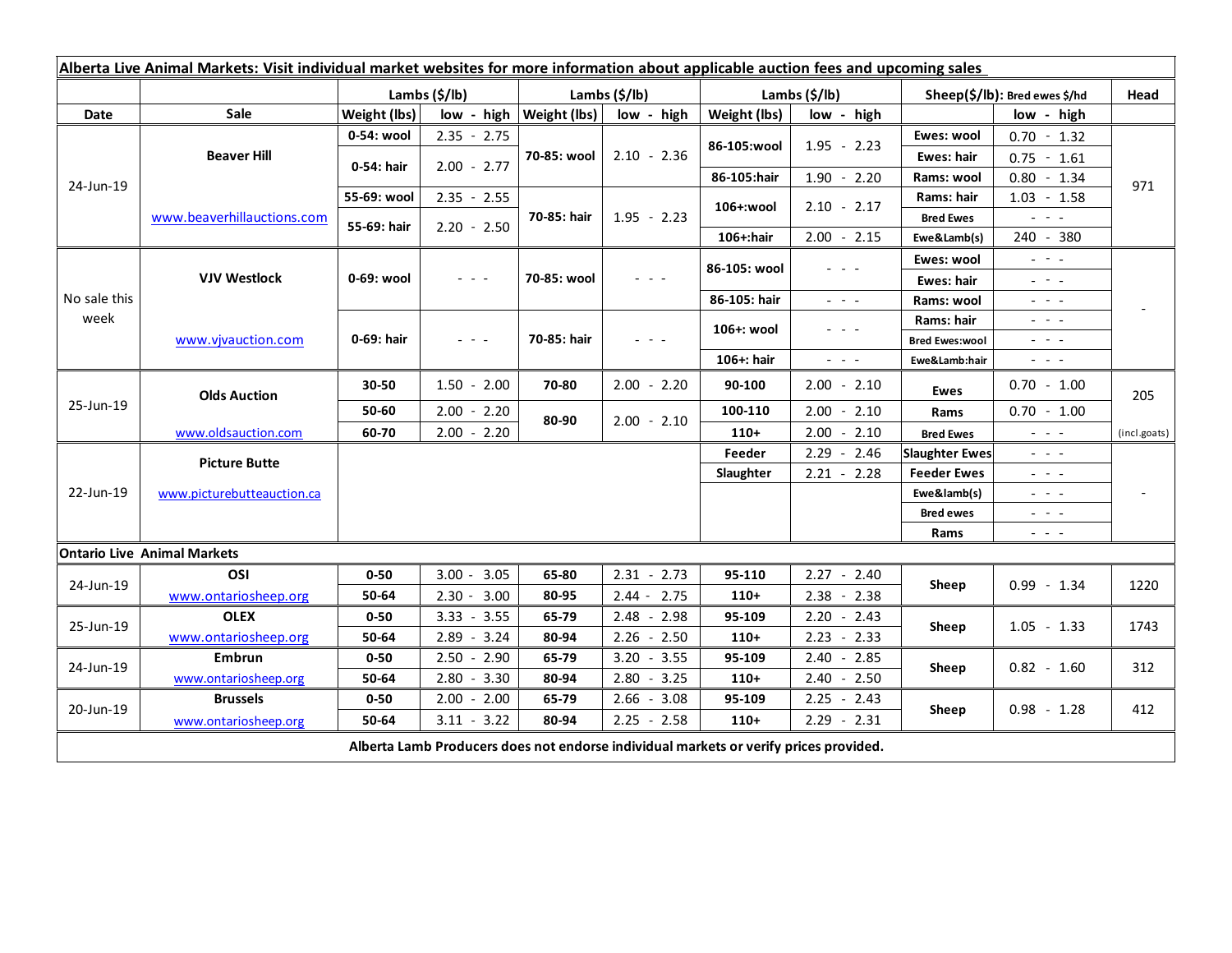**Alberta Live Animal Markets: Visit individual market websites for more information about applicable auction fees and upcoming sales**

| Date | Sale | Lambs ($/lb) Weight (lbs) | low - high | Lambs ($/lb) Weight (lbs) | low - high | Lambs ($/lb) Weight (lbs) | low - high | Sheep($/lb): Bred ewes $/hd | low - high | Head |
|---|---|---|---|---|---|---|---|---|---|---|
| 24-Jun-19 | Beaver Hill www.beaverhillauctions.com | 0-54: wool | 2.35 - 2.75 | 70-85: wool | 2.10 - 2.36 | 86-105:wool | 1.95 - 2.23 | Ewes: wool | 0.70 - 1.32 | 971 |
| | | 0-54: hair | 2.00 - 2.77 | | | | | Ewes: hair | 0.75 - 1.61 | |
| | | | | | | 86-105:hair | 1.90 - 2.20 | Rams: wool | 0.80 - 1.34 | |
| | | 55-69: wool | 2.35 - 2.55 | 70-85: hair | 1.95 - 2.23 | 106+:wool | 2.10 - 2.17 | Rams: hair | 1.03 - 1.58 | |
| | | 55-69: hair | 2.20 - 2.50 | | | | | Bred Ewes | - - - | |
| | | | | | | 106+:hair | 2.00 - 2.15 | Ewe&Lamb(s) | 240 - 380 | |
| No sale this week | VJV Westlock www.vjvauction.com | 0-69: wool | - - - | 70-85: wool | - - - | 86-105: wool | - - - | Ewes: wool | - - - | - |
| | | | | | | | | Ewes: hair | - - - | |
| | | | | | | 86-105: hair | - - - | Rams: wool | - - - | |
| | | 0-69: hair | - - - | 70-85: hair | - - - | 106+: wool | - - - | Rams: hair | - - - | |
| | | | | | | | | Bred Ewes:wool | - - - | |
| | | | | | | 106+: hair | - - - | Ewe&Lamb:hair | - - - | |
| 25-Jun-19 | Olds Auction www.oldsauction.com | 30-50 | 1.50 - 2.00 | 70-80 | 2.00 - 2.20 | 90-100 | 2.00 - 2.10 | Ewes | 0.70 - 1.00 | 205 (incl.goats) |
| | | 50-60 | 2.00 - 2.20 | 80-90 | 2.00 - 2.10 | 100-110 | 2.00 - 2.10 | Rams | 0.70 - 1.00 | |
| | | 60-70 | 2.00 - 2.20 | | | 110+ | 2.00 - 2.10 | Bred Ewes | - - - | |
| 22-Jun-19 | Picture Butte www.picturebutteauction.ca | | | | | Feeder | 2.29 - 2.46 | Slaughter Ewes | - - - | - |
| | | | | | | Slaughter | 2.21 - 2.28 | Feeder Ewes | - - - | |
| | | | | | | | | Ewe&lamb(s) | - - - | |
| | | | | | | | | Bred ewes | - - - | |
| | | | | | | | | Rams | - - - | |
| **Ontario Live Animal Markets** | | | | | | | | | | |
| 24-Jun-19 | OSI www.ontariosheep.org | 0-50 | 3.00 - 3.05 | 65-80 | 2.31 - 2.73 | 95-110 | 2.27 - 2.40 | Sheep | 0.99 - 1.34 | 1220 |
| | | 50-64 | 2.30 - 3.00 | 80-95 | 2.44 - 2.75 | 110+ | 2.38 - 2.38 | | | |
| 25-Jun-19 | OLEX www.ontariosheep.org | 0-50 | 3.33 - 3.55 | 65-79 | 2.48 - 2.98 | 95-109 | 2.20 - 2.43 | Sheep | 1.05 - 1.33 | 1743 |
| | | 50-64 | 2.89 - 3.24 | 80-94 | 2.26 - 2.50 | 110+ | 2.23 - 2.33 | | | |
| 24-Jun-19 | Embrun www.ontariosheep.org | 0-50 | 2.50 - 2.90 | 65-79 | 3.20 - 3.55 | 95-109 | 2.40 - 2.85 | Sheep | 0.82 - 1.60 | 312 |
| | | 50-64 | 2.80 - 3.30 | 80-94 | 2.80 - 3.25 | 110+ | 2.40 - 2.50 | | | |
| 20-Jun-19 | Brussels www.ontariosheep.org | 0-50 | 2.00 - 2.00 | 65-79 | 2.66 - 3.08 | 95-109 | 2.25 - 2.43 | Sheep | 0.98 - 1.28 | 412 |
| | | 50-64 | 3.11 - 3.22 | 80-94 | 2.25 - 2.58 | 110+ | 2.29 - 2.31 | | | |

**Alberta Lamb Producers does not endorse individual markets or verify prices provided.**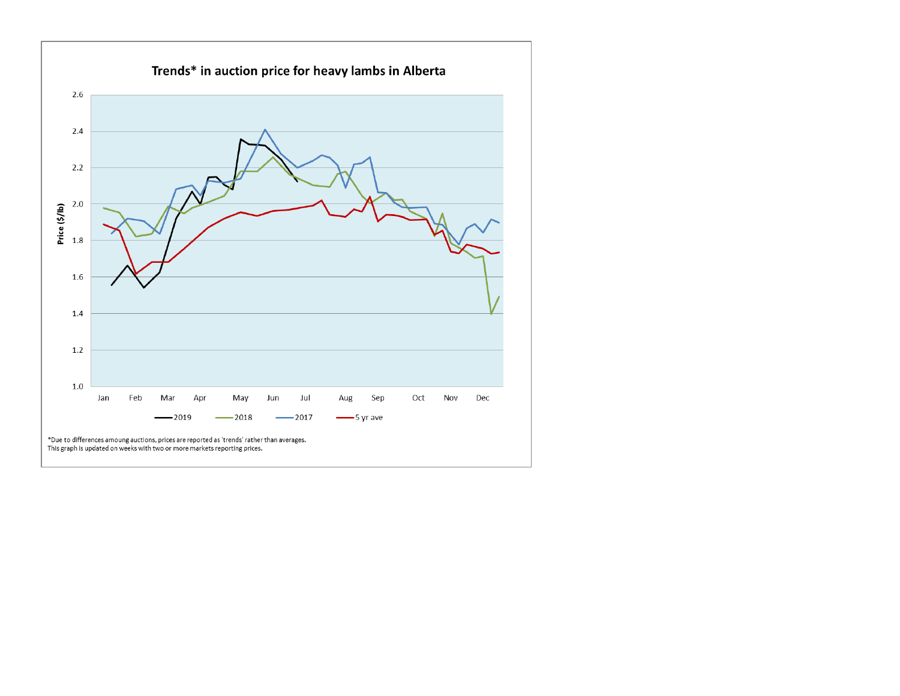## Trends* in auction price for heavy lambs in Alberta

Price ($/lb)

2.6
2.4
2.2
2.0
1.8
1.6
1.4
1.2
1.0

Jan Feb Mar Apr May Jun Jul Aug Sep Oct Nov Dec

2019 2018 2017 5 yr ave

*Due to differences amoung auctions, prices are reported as 'trends' rather than averages.
This graph is updated on weeks with two or more markets reporting prices.